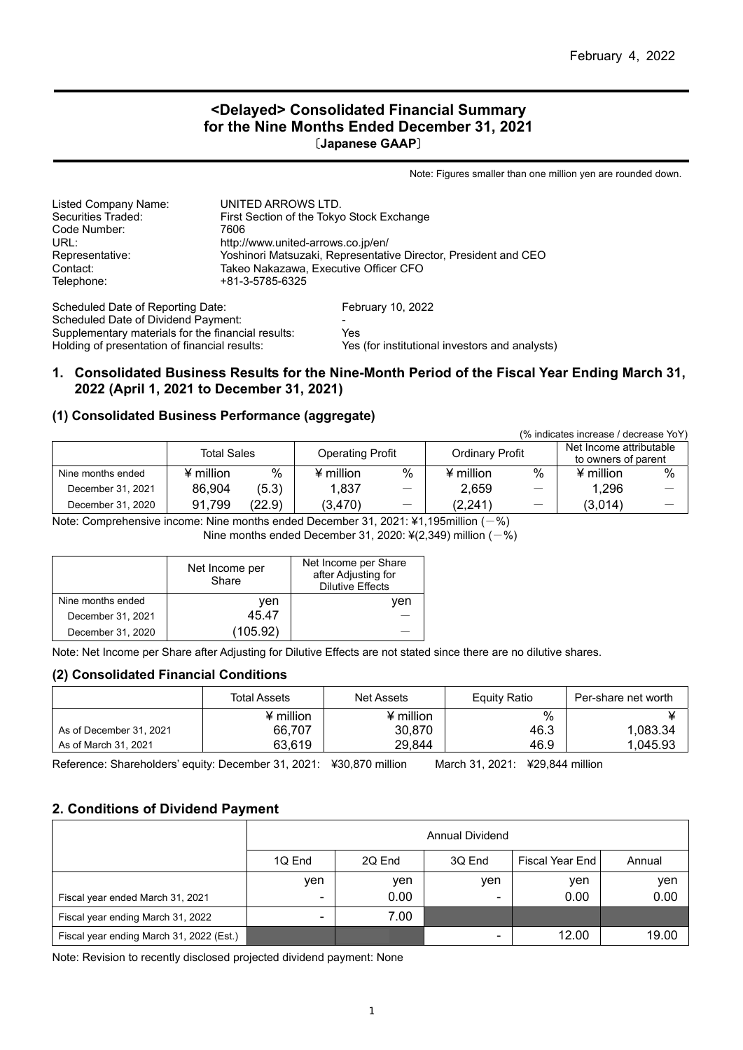February 4, 2022

# <Delayed> Consolidated Financial Summary for the Nine Months Ended December 31, 2021

〔Japanese GAAP〕

Note: Figures smaller than one million yen are rounded down.

Listed Company Name: UNITED ARROWS LTD.
Securities Traded: First Section of the Tokyo Stock Exchange
Code Number: 7606
URL: http://www.united-arrows.co.jp/en/
Representative: Yoshinori Matsuzaki, Representative Director, President and CEO
Contact: Takeo Nakazawa, Executive Officer CFO
Telephone: +81-3-5785-6325

Scheduled Date of Reporting Date: February 10, 2022
Scheduled Date of Dividend Payment: -
Supplementary materials for the financial results: Yes
Holding of presentation of financial results: Yes (for institutional investors and analysts)

## 1. Consolidated Business Results for the Nine-Month Period of the Fiscal Year Ending March 31, 2022 (April 1, 2021 to December 31, 2021)

### (1) Consolidated Business Performance (aggregate)

(% indicates increase / decrease YoY)

| | Total Sales | | Operating Profit | | Ordinary Profit | | Net Income attributable to owners of parent | |
|---|---|---|---|---|---|---|---|---|
| Nine months ended | ¥ million | % | ¥ million | % | ¥ million | % | ¥ million | % |
| December 31, 2021 | 86,904 | (5.3) | 1,837 | ― | 2,659 | ― | 1,296 | ― |
| December 31, 2020 | 91,799 | (22.9) | (3,470) | ― | (2,241) | ― | (3,014) | ― |

Note: Comprehensive income: Nine months ended December 31, 2021: ¥1,195million (－%)
Nine months ended December 31, 2020: ¥(2,349) million (－%)

| | Net Income per Share | Net Income per Share after Adjusting for Dilutive Effects |
|---|---|---|
| Nine months ended | yen | yen |
| December 31, 2021 | 45.47 | ― |
| December 31, 2020 | (105.92) | ― |

Note: Net Income per Share after Adjusting for Dilutive Effects are not stated since there are no dilutive shares.

### (2) Consolidated Financial Conditions

| | Total Assets | Net Assets | Equity Ratio | Per-share net worth |
|---|---|---|---|---|
| | ¥ million | ¥ million | % | ¥ |
| As of December 31, 2021 | 66,707 | 30,870 | 46.3 | 1,083.34 |
| As of March 31, 2021 | 63,619 | 29,844 | 46.9 | 1,045.93 |

Reference: Shareholders' equity: December 31, 2021: ¥30,870 million March 31, 2021: ¥29,844 million

## 2. Conditions of Dividend Payment

| | Annual Dividend | | | | |
|---|---|---|---|---|---|
| | 1Q End | 2Q End | 3Q End | Fiscal Year End | Annual |
| | yen | yen | yen | yen | yen |
| Fiscal year ended March 31, 2021 | - | 0.00 | - | 0.00 | 0.00 |
| Fiscal year ending March 31, 2022 | - | 7.00 | | | |
| Fiscal year ending March 31, 2022 (Est.) | | | - | 12.00 | 19.00 |

Note: Revision to recently disclosed projected dividend payment: None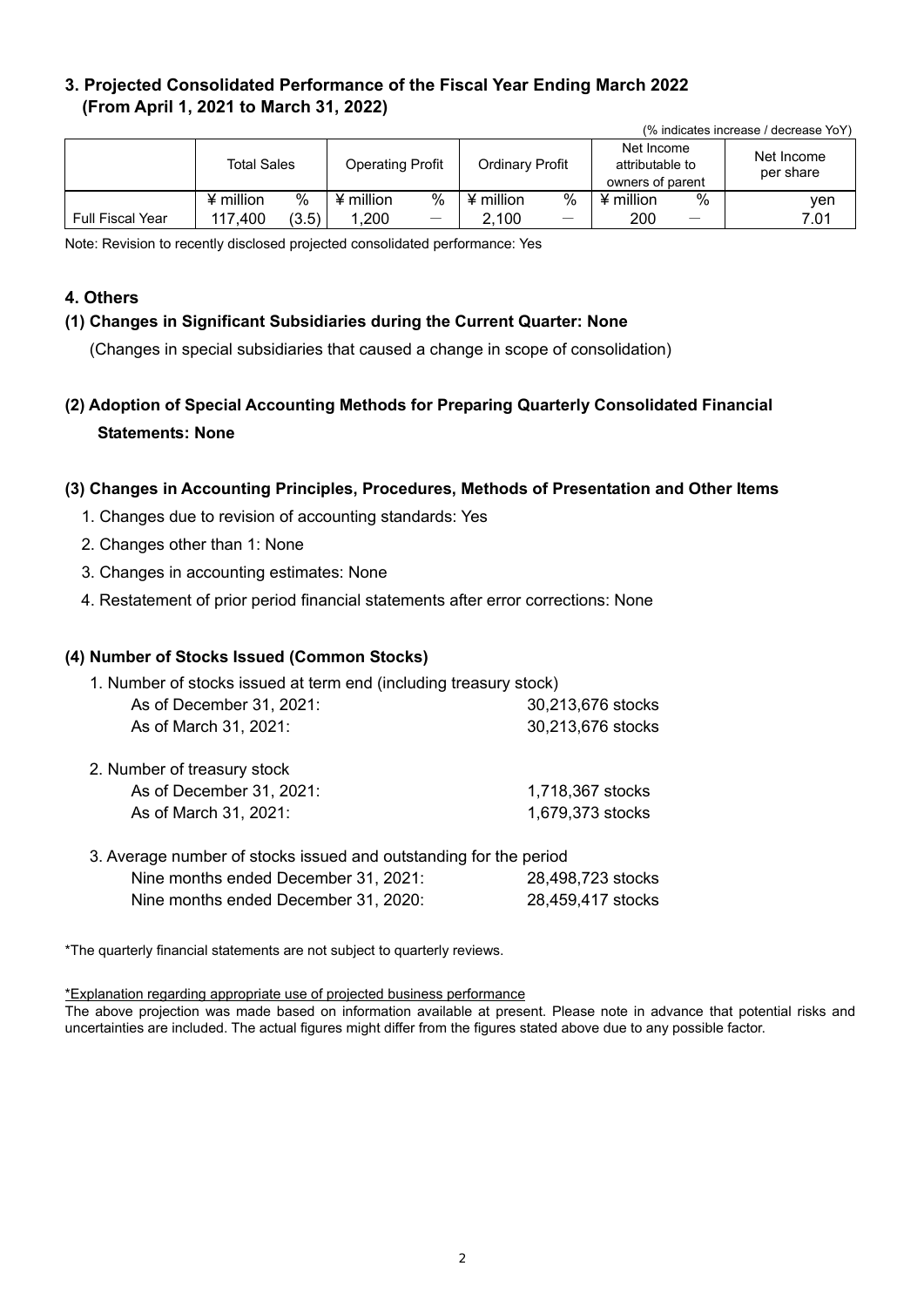## 3. Projected Consolidated Performance of the Fiscal Year Ending March 2022 (From April 1, 2021 to March 31, 2022)

(% indicates increase / decrease YoY)

| | Total Sales | | Operating Profit | | Ordinary Profit | | Net Income attributable to owners of parent | | Net Income per share |
|---|---|---|---|---|---|---|---|---|---|
| | ¥ million | % | ¥ million | % | ¥ million | % | ¥ million | % | yen |
| Full Fiscal Year | 117,400 | (3.5) | 1,200 | — | 2,100 | — | 200 | — | 7.01 |

Note: Revision to recently disclosed projected consolidated performance: Yes

## 4. Others

### (1) Changes in Significant Subsidiaries during the Current Quarter: None

(Changes in special subsidiaries that caused a change in scope of consolidation)

### (2) Adoption of Special Accounting Methods for Preparing Quarterly Consolidated Financial Statements: None

### (3) Changes in Accounting Principles, Procedures, Methods of Presentation and Other Items

1. Changes due to revision of accounting standards: Yes
2. Changes other than 1: None
3. Changes in accounting estimates: None
4. Restatement of prior period financial statements after error corrections: None

### (4) Number of Stocks Issued (Common Stocks)

1. Number of stocks issued at term end (including treasury stock)

| | |
|---|---|
| As of December 31, 2021: | 30,213,676 stocks |
| As of March 31, 2021: | 30,213,676 stocks |

2. Number of treasury stock

| | |
|---|---|
| As of December 31, 2021: | 1,718,367 stocks |
| As of March 31, 2021: | 1,679,373 stocks |

3. Average number of stocks issued and outstanding for the period

| | |
|---|---|
| Nine months ended December 31, 2021: | 28,498,723 stocks |
| Nine months ended December 31, 2020: | 28,459,417 stocks |

*The quarterly financial statements are not subject to quarterly reviews.

*Explanation regarding appropriate use of projected business performance

The above projection was made based on information available at present. Please note in advance that potential risks and uncertainties are included. The actual figures might differ from the figures stated above due to any possible factor.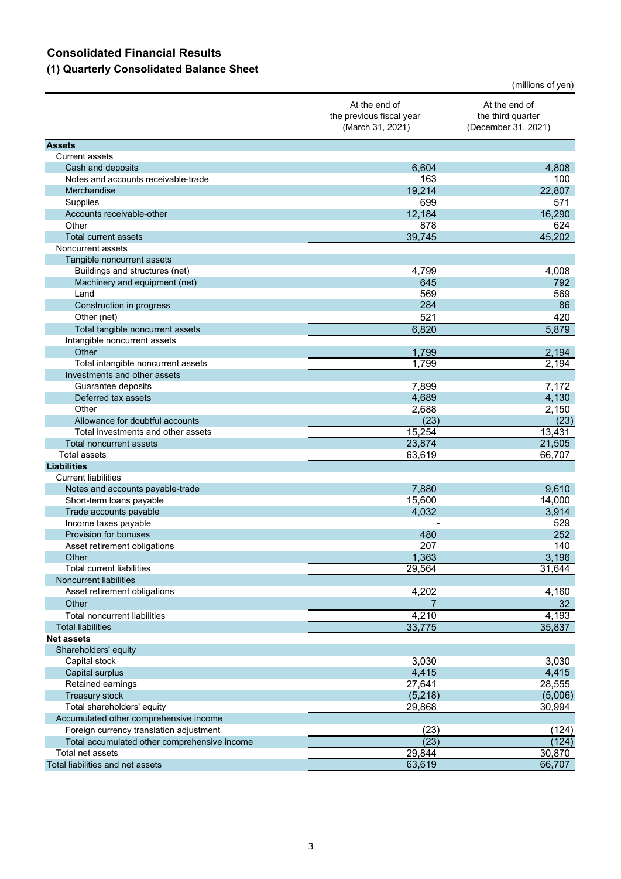# Consolidated Financial Results

## (1) Quarterly Consolidated Balance Sheet

(millions of yen)

| | At the end of the previous fiscal year (March 31, 2021) | At the end of the third quarter (December 31, 2021) |
|---|---|---|
| **Assets** | | |
| Current assets | | |
| Cash and deposits | 6,604 | 4,808 |
| Notes and accounts receivable-trade | 163 | 100 |
| Merchandise | 19,214 | 22,807 |
| Supplies | 699 | 571 |
| Accounts receivable-other | 12,184 | 16,290 |
| Other | 878 | 624 |
| Total current assets | 39,745 | 45,202 |
| Noncurrent assets | | |
| Tangible noncurrent assets | | |
| Buildings and structures (net) | 4,799 | 4,008 |
| Machinery and equipment (net) | 645 | 792 |
| Land | 569 | 569 |
| Construction in progress | 284 | 86 |
| Other (net) | 521 | 420 |
| Total tangible noncurrent assets | 6,820 | 5,879 |
| Intangible noncurrent assets | | |
| Other | 1,799 | 2,194 |
| Total intangible noncurrent assets | 1,799 | 2,194 |
| Investments and other assets | | |
| Guarantee deposits | 7,899 | 7,172 |
| Deferred tax assets | 4,689 | 4,130 |
| Other | 2,688 | 2,150 |
| Allowance for doubtful accounts | (23) | (23) |
| Total investments and other assets | 15,254 | 13,431 |
| Total noncurrent assets | 23,874 | 21,505 |
| Total assets | 63,619 | 66,707 |
| **Liabilities** | | |
| Current liabilities | | |
| Notes and accounts payable-trade | 7,880 | 9,610 |
| Short-term loans payable | 15,600 | 14,000 |
| Trade accounts payable | 4,032 | 3,914 |
| Income taxes payable | - | 529 |
| Provision for bonuses | 480 | 252 |
| Asset retirement obligations | 207 | 140 |
| Other | 1,363 | 3,196 |
| Total current liabilities | 29,564 | 31,644 |
| Noncurrent liabilities | | |
| Asset retirement obligations | 4,202 | 4,160 |
| Other | 7 | 32 |
| Total noncurrent liabilities | 4,210 | 4,193 |
| Total liabilities | 33,775 | 35,837 |
| **Net assets** | | |
| Shareholders' equity | | |
| Capital stock | 3,030 | 3,030 |
| Capital surplus | 4,415 | 4,415 |
| Retained earnings | 27,641 | 28,555 |
| Treasury stock | (5,218) | (5,006) |
| Total shareholders' equity | 29,868 | 30,994 |
| Accumulated other comprehensive income | | |
| Foreign currency translation adjustment | (23) | (124) |
| Total accumulated other comprehensive income | (23) | (124) |
| Total net assets | 29,844 | 30,870 |
| Total liabilities and net assets | 63,619 | 66,707 |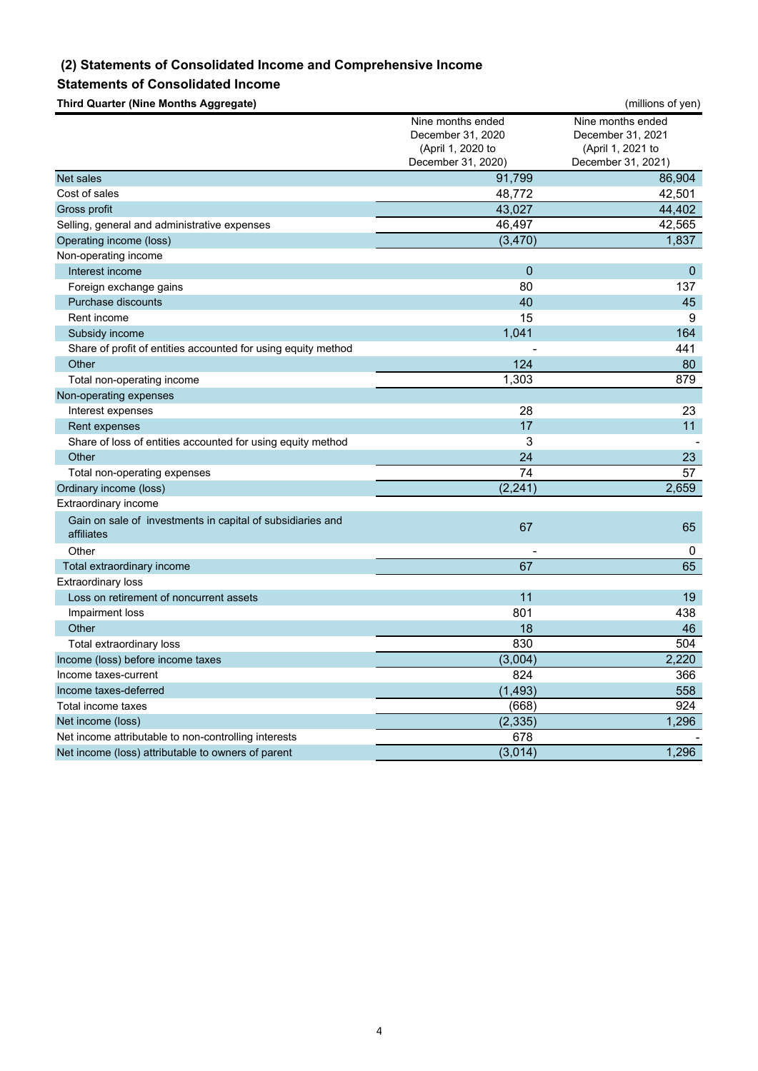### (2) Statements of Consolidated Income and Comprehensive Income

### Statements of Consolidated Income

**Third Quarter (Nine Months Aggregate)**

(millions of yen)

| | Nine months ended December 31, 2020 (April 1, 2020 to December 31, 2020) | Nine months ended December 31, 2021 (April 1, 2021 to December 31, 2021) |
|---|---|---|
| Net sales | 91,799 | 86,904 |
| Cost of sales | 48,772 | 42,501 |
| Gross profit | 43,027 | 44,402 |
| Selling, general and administrative expenses | 46,497 | 42,565 |
| Operating income (loss) | (3,470) | 1,837 |
| Non-operating income | | |
| Interest income | 0 | 0 |
| Foreign exchange gains | 80 | 137 |
| Purchase discounts | 40 | 45 |
| Rent income | 15 | 9 |
| Subsidy income | 1,041 | 164 |
| Share of profit of entities accounted for using equity method | - | 441 |
| Other | 124 | 80 |
| Total non-operating income | 1,303 | 879 |
| Non-operating expenses | | |
| Interest expenses | 28 | 23 |
| Rent expenses | 17 | 11 |
| Share of loss of entities accounted for using equity method | 3 | - |
| Other | 24 | 23 |
| Total non-operating expenses | 74 | 57 |
| Ordinary income (loss) | (2,241) | 2,659 |
| Extraordinary income | | |
| Gain on sale of investments in capital of subsidiaries and affiliates | 67 | 65 |
| Other | - | 0 |
| Total extraordinary income | 67 | 65 |
| Extraordinary loss | | |
| Loss on retirement of noncurrent assets | 11 | 19 |
| Impairment loss | 801 | 438 |
| Other | 18 | 46 |
| Total extraordinary loss | 830 | 504 |
| Income (loss) before income taxes | (3,004) | 2,220 |
| Income taxes-current | 824 | 366 |
| Income taxes-deferred | (1,493) | 558 |
| Total income taxes | (668) | 924 |
| Net income (loss) | (2,335) | 1,296 |
| Net income attributable to non-controlling interests | 678 | - |
| Net income (loss) attributable to owners of parent | (3,014) | 1,296 |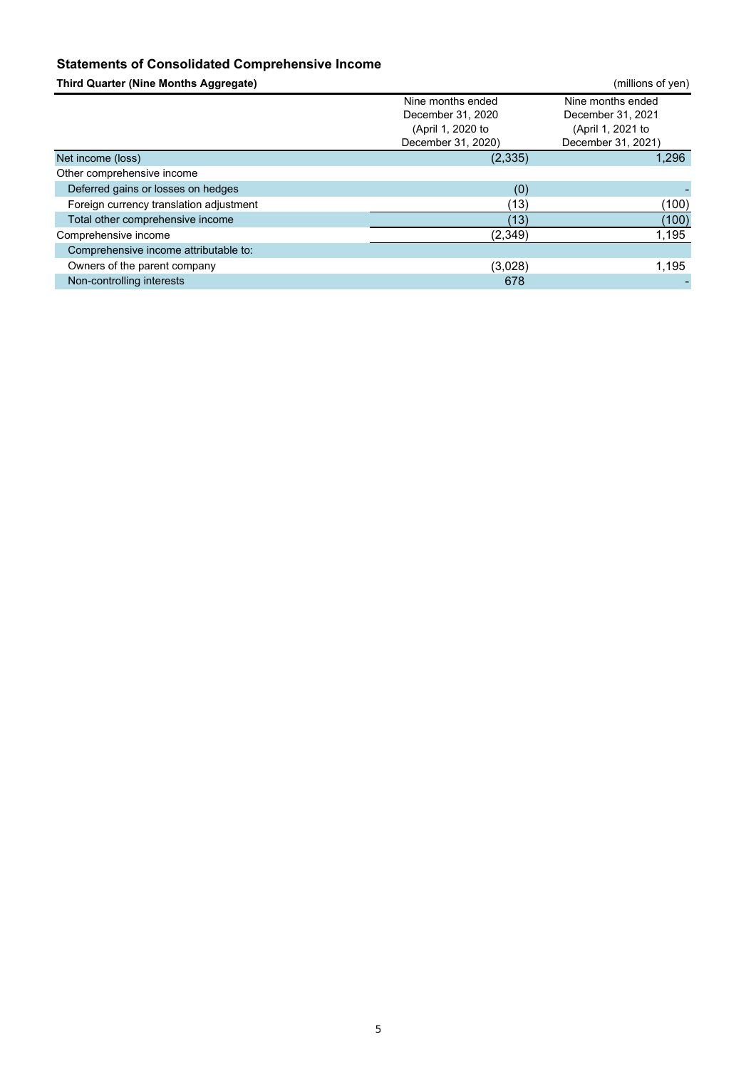## Statements of Consolidated Comprehensive Income

**Third Quarter (Nine Months Aggregate)**

(millions of yen)

| | Nine months ended December 31, 2020 (April 1, 2020 to December 31, 2020) | Nine months ended December 31, 2021 (April 1, 2021 to December 31, 2021) |
|---|---|---|
| Net income (loss) | (2,335) | 1,296 |
| Other comprehensive income | | |
| Deferred gains or losses on hedges | (0) | - |
| Foreign currency translation adjustment | (13) | (100) |
| Total other comprehensive income | (13) | (100) |
| Comprehensive income | (2,349) | 1,195 |
| Comprehensive income attributable to: | | |
| Owners of the parent company | (3,028) | 1,195 |
| Non-controlling interests | 678 | - |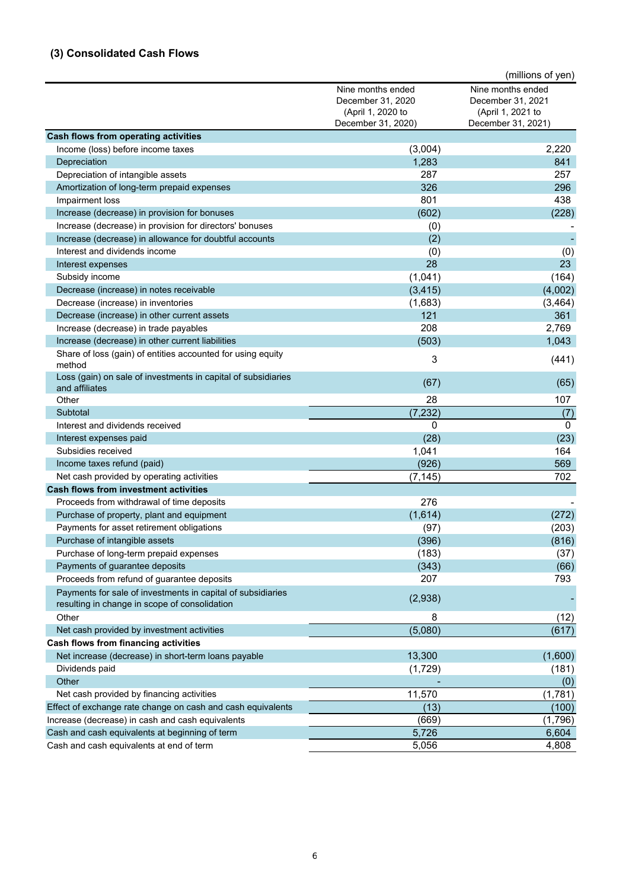### (3) Consolidated Cash Flows

(millions of yen)

| | Nine months ended December 31, 2020 (April 1, 2020 to December 31, 2020) | Nine months ended December 31, 2021 (April 1, 2021 to December 31, 2021) |
|---|---|---|
| **Cash flows from operating activities** | | |
| Income (loss) before income taxes | (3,004) | 2,220 |
| Depreciation | 1,283 | 841 |
| Depreciation of intangible assets | 287 | 257 |
| Amortization of long-term prepaid expenses | 326 | 296 |
| Impairment loss | 801 | 438 |
| Increase (decrease) in provision for bonuses | (602) | (228) |
| Increase (decrease) in provision for directors' bonuses | (0) | - |
| Increase (decrease) in allowance for doubtful accounts | (2) | - |
| Interest and dividends income | (0) | (0) |
| Interest expenses | 28 | 23 |
| Subsidy income | (1,041) | (164) |
| Decrease (increase) in notes receivable | (3,415) | (4,002) |
| Decrease (increase) in inventories | (1,683) | (3,464) |
| Decrease (increase) in other current assets | 121 | 361 |
| Increase (decrease) in trade payables | 208 | 2,769 |
| Increase (decrease) in other current liabilities | (503) | 1,043 |
| Share of loss (gain) of entities accounted for using equity method | 3 | (441) |
| Loss (gain) on sale of investments in capital of subsidiaries and affiliates | (67) | (65) |
| Other | 28 | 107 |
| Subtotal | (7,232) | (7) |
| Interest and dividends received | 0 | 0 |
| Interest expenses paid | (28) | (23) |
| Subsidies received | 1,041 | 164 |
| Income taxes refund (paid) | (926) | 569 |
| Net cash provided by operating activities | (7,145) | 702 |
| **Cash flows from investment activities** | | |
| Proceeds from withdrawal of time deposits | 276 | - |
| Purchase of property, plant and equipment | (1,614) | (272) |
| Payments for asset retirement obligations | (97) | (203) |
| Purchase of intangible assets | (396) | (816) |
| Purchase of long-term prepaid expenses | (183) | (37) |
| Payments of guarantee deposits | (343) | (66) |
| Proceeds from refund of guarantee deposits | 207 | 793 |
| Payments for sale of investments in capital of subsidiaries resulting in change in scope of consolidation | (2,938) | - |
| Other | 8 | (12) |
| Net cash provided by investment activities | (5,080) | (617) |
| **Cash flows from financing activities** | | |
| Net increase (decrease) in short-term loans payable | 13,300 | (1,600) |
| Dividends paid | (1,729) | (181) |
| Other | - | (0) |
| Net cash provided by financing activities | 11,570 | (1,781) |
| Effect of exchange rate change on cash and cash equivalents | (13) | (100) |
| Increase (decrease) in cash and cash equivalents | (669) | (1,796) |
| Cash and cash equivalents at beginning of term | 5,726 | 6,604 |
| Cash and cash equivalents at end of term | 5,056 | 4,808 |